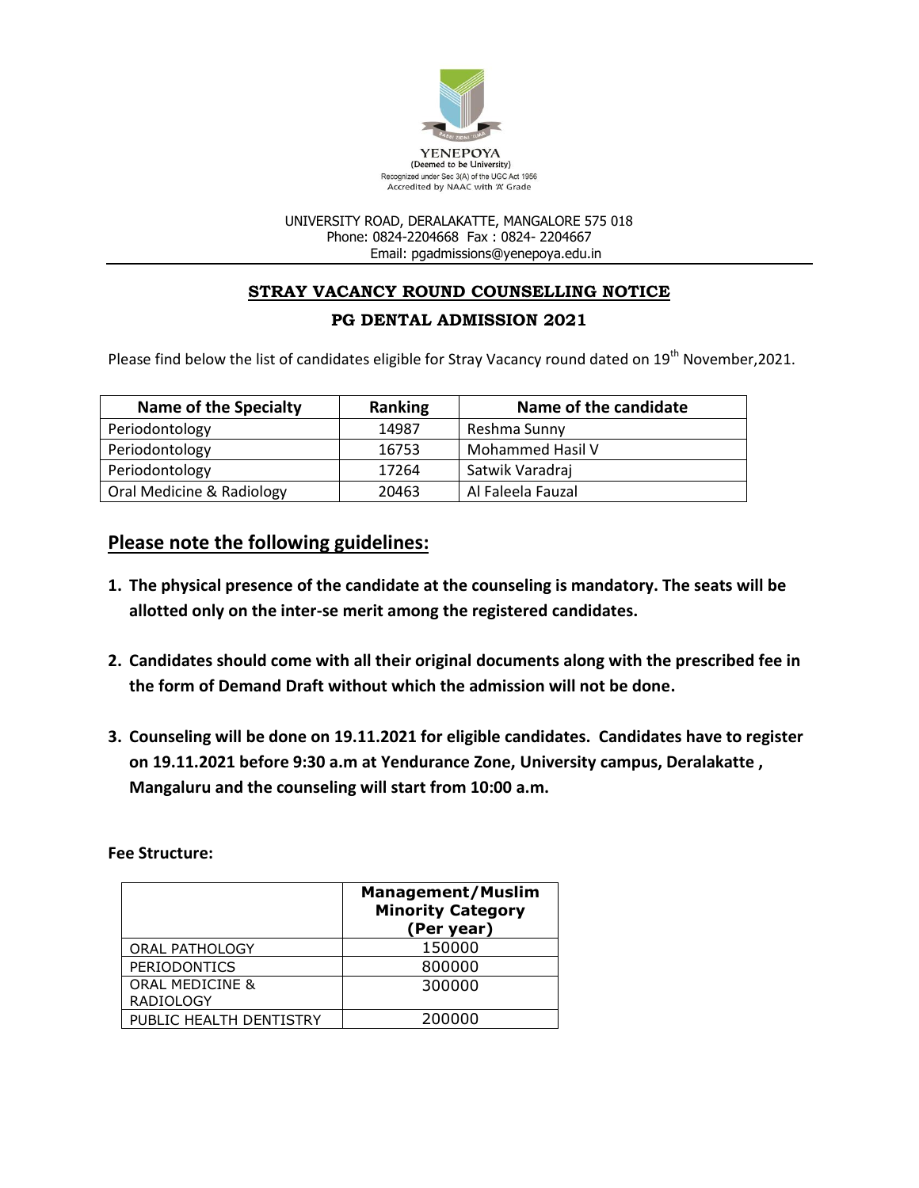YENEPOYA
(Deemed to be University)
Recognized under Sec 3(A) of the UGC Act 1956
Accredited by NAAC with 'A' Grade

UNIVERSITY ROAD, DERALAKATTE, MANGALORE 575 018
Phone: 0824-2204668 Fax : 0824- 2204667
Email: pgadmissions@yenepoya.edu.in

## STRAY VACANCY ROUND COUNSELLING NOTICE

### PG DENTAL ADMISSION 2021

Please find below the list of candidates eligible for Stray Vacancy round dated on 19th November,2021.

| Name of the Specialty | Ranking | Name of the candidate |
|---|---|---|
| Periodontology | 14987 | Reshma Sunny |
| Periodontology | 16753 | Mohammed Hasil V |
| Periodontology | 17264 | Satwik Varadraj |
| Oral Medicine & Radiology | 20463 | Al Faleela Fauzal |

## Please note the following guidelines:

1. **The physical presence of the candidate at the counseling is mandatory. The seats will be allotted only on the inter-se merit among the registered candidates.**
2. **Candidates should come with all their original documents along with the prescribed fee in the form of Demand Draft without which the admission will not be done.**
3. **Counseling will be done on 19.11.2021 for eligible candidates. Candidates have to register on 19.11.2021 before 9:30 a.m at Yendurance Zone, University campus, Deralakatte , Mangaluru and the counseling will start from 10:00 a.m.**

**Fee Structure:**

| | Management/Muslim Minority Category (Per year) |
|---|---|
| ORAL PATHOLOGY | 150000 |
| PERIODONTICS | 800000 |
| ORAL MEDICINE & RADIOLOGY | 300000 |
| PUBLIC HEALTH DENTISTRY | 200000 |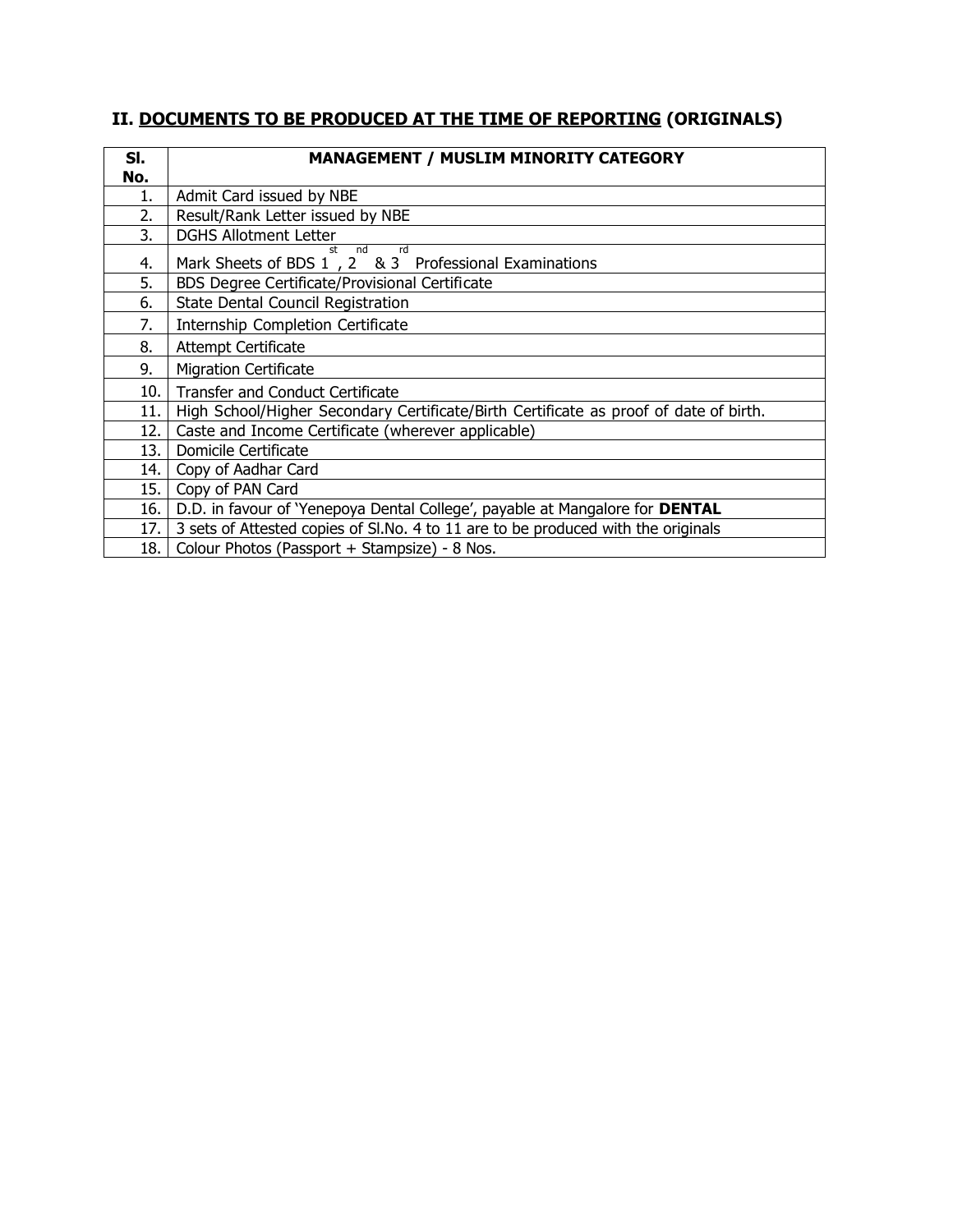## II. <u>DOCUMENTS TO BE PRODUCED AT THE TIME OF REPORTING</u> (ORIGINALS)

| Sl. No. | MANAGEMENT / MUSLIM MINORITY CATEGORY |
|---|---|
| 1. | Admit Card issued by NBE |
| 2. | Result/Rank Letter issued by NBE |
| 3. | DGHS Allotment Letter |
| 4. | Mark Sheets of BDS 1st, 2nd & 3rd Professional Examinations |
| 5. | BDS Degree Certificate/Provisional Certificate |
| 6. | State Dental Council Registration |
| 7. | Internship Completion Certificate |
| 8. | Attempt Certificate |
| 9. | Migration Certificate |
| 10. | Transfer and Conduct Certificate |
| 11. | High School/Higher Secondary Certificate/Birth Certificate as proof of date of birth. |
| 12. | Caste and Income Certificate (wherever applicable) |
| 13. | Domicile Certificate |
| 14. | Copy of Aadhar Card |
| 15. | Copy of PAN Card |
| 16. | D.D. in favour of 'Yenepoya Dental College', payable at Mangalore for **DENTAL** |
| 17. | 3 sets of Attested copies of Sl.No. 4 to 11 are to be produced with the originals |
| 18. | Colour Photos (Passport + Stampsize) - 8 Nos. |